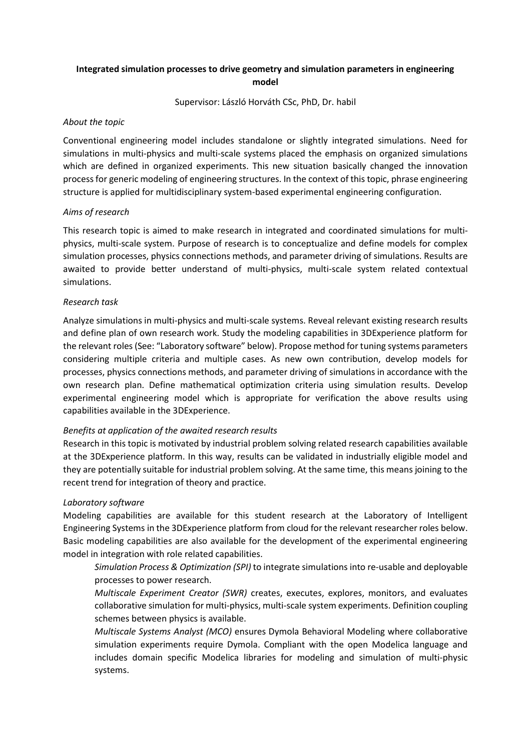**Integrated simulation processes to drive geometry and simulation parameters in engineering model**

Supervisor: László Horváth CSc, PhD, Dr. habil

*About the topic*

Conventional engineering model includes standalone or slightly integrated simulations. Need for simulations in multi-physics and multi-scale systems placed the emphasis on organized simulations which are defined in organized experiments. This new situation basically changed the innovation process for generic modeling of engineering structures. In the context of this topic, phrase engineering structure is applied for multidisciplinary system-based experimental engineering configuration.

*Aims of research*

This research topic is aimed to make research in integrated and coordinated simulations for multi-physics, multi-scale system. Purpose of research is to conceptualize and define models for complex simulation processes, physics connections methods, and parameter driving of simulations. Results are awaited to provide better understand of multi-physics, multi-scale system related contextual simulations.

*Research task*

Analyze simulations in multi-physics and multi-scale systems. Reveal relevant existing research results and define plan of own research work. Study the modeling capabilities in 3DExperience platform for the relevant roles (See: "Laboratory software" below). Propose method for tuning systems parameters considering multiple criteria and multiple cases. As new own contribution, develop models for processes, physics connections methods, and parameter driving of simulations in accordance with the own research plan. Define mathematical optimization criteria using simulation results. Develop experimental engineering model which is appropriate for verification the above results using capabilities available in the 3DExperience.

*Benefits at application of the awaited research results*

Research in this topic is motivated by industrial problem solving related research capabilities available at the 3DExperience platform. In this way, results can be validated in industrially eligible model and they are potentially suitable for industrial problem solving. At the same time, this means joining to the recent trend for integration of theory and practice.

*Laboratory software*

Modeling capabilities are available for this student research at the Laboratory of Intelligent Engineering Systems in the 3DExperience platform from cloud for the relevant researcher roles below. Basic modeling capabilities are also available for the development of the experimental engineering model in integration with role related capabilities.

*Simulation Process & Optimization (SPI)* to integrate simulations into re-usable and deployable processes to power research.

*Multiscale Experiment Creator (SWR)* creates, executes, explores, monitors, and evaluates collaborative simulation for multi-physics, multi-scale system experiments. Definition coupling schemes between physics is available.

*Multiscale Systems Analyst (MCO)* ensures Dymola Behavioral Modeling where collaborative simulation experiments require Dymola. Compliant with the open Modelica language and includes domain specific Modelica libraries for modeling and simulation of multi-physic systems.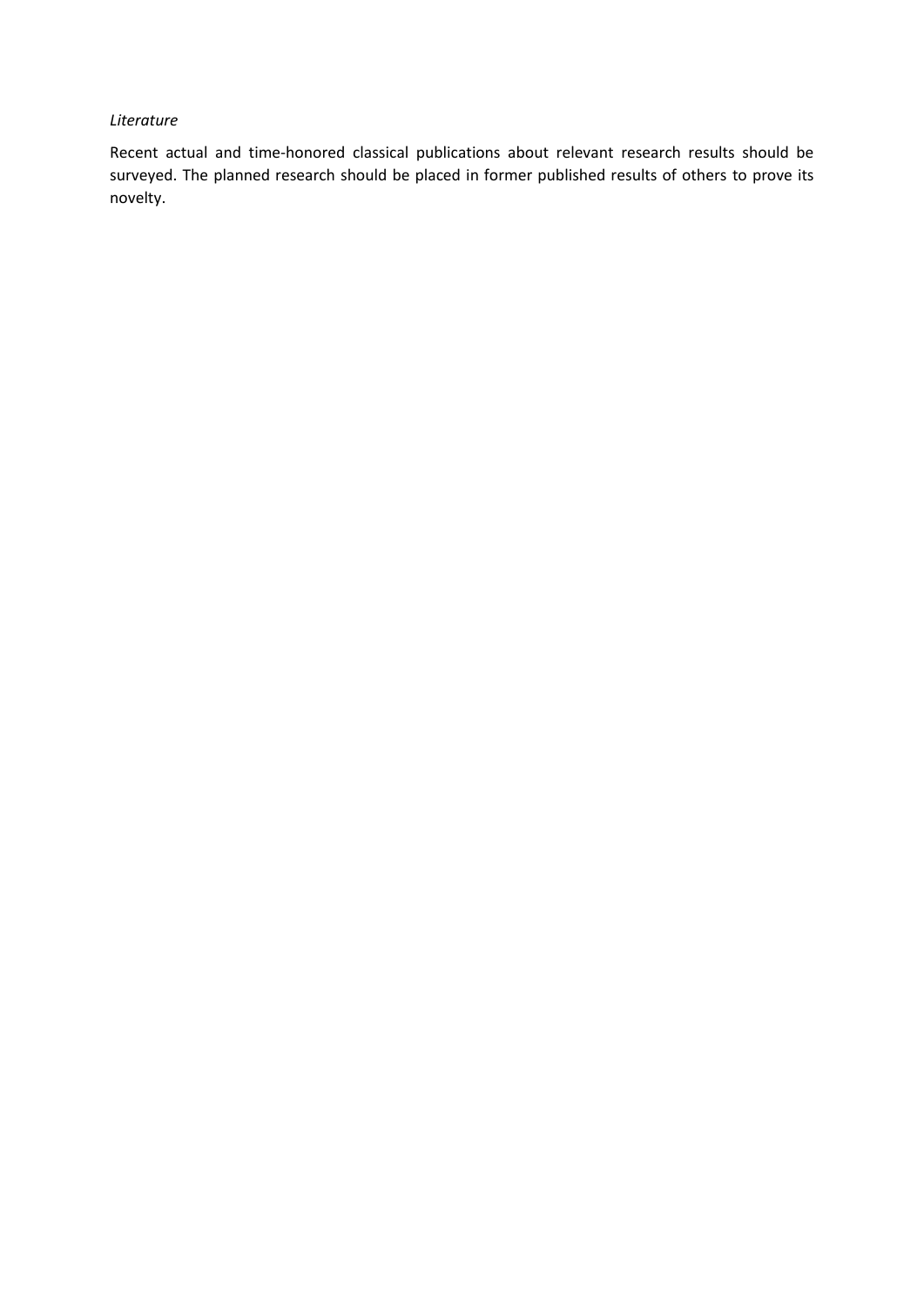*Literature*

Recent actual and time-honored classical publications about relevant research results should be surveyed. The planned research should be placed in former published results of others to prove its novelty.